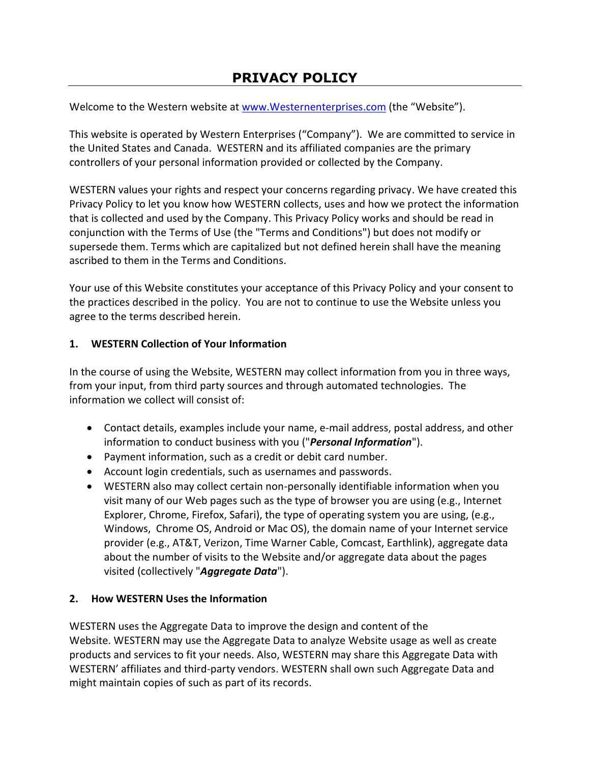# PRIVACY POLICY

Welcome to the Western website at [www.Westernenterprises.com](http://www.Westernenterprises.com) (the "Website").

This website is operated by Western Enterprises ("Company"). We are committed to service in the United States and Canada. WESTERN and its affiliated companies are the primary controllers of your personal information provided or collected by the Company.

WESTERN values your rights and respect your concerns regarding privacy. We have created this Privacy Policy to let you know how WESTERN collects, uses and how we protect the information that is collected and used by the Company. This Privacy Policy works and should be read in conjunction with the Terms of Use (the "Terms and Conditions") but does not modify or supersede them. Terms which are capitalized but not defined herein shall have the meaning ascribed to them in the Terms and Conditions.

Your use of this Website constitutes your acceptance of this Privacy Policy and your consent to the practices described in the policy. You are not to continue to use the Website unless you agree to the terms described herein.

**1. WESTERN Collection of Your Information**

In the course of using the Website, WESTERN may collect information from you in three ways, from your input, from third party sources and through automated technologies. The information we collect will consist of:

- Contact details, examples include your name, e-mail address, postal address, and other information to conduct business with you ("***Personal Information***").
- Payment information, such as a credit or debit card number.
- Account login credentials, such as usernames and passwords.
- WESTERN also may collect certain non-personally identifiable information when you visit many of our Web pages such as the type of browser you are using (e.g., Internet Explorer, Chrome, Firefox, Safari), the type of operating system you are using, (e.g., Windows, Chrome OS, Android or Mac OS), the domain name of your Internet service provider (e.g., AT&T, Verizon, Time Warner Cable, Comcast, Earthlink), aggregate data about the number of visits to the Website and/or aggregate data about the pages visited (collectively "***Aggregate Data***").

**2. How WESTERN Uses the Information**

WESTERN uses the Aggregate Data to improve the design and content of the Website. WESTERN may use the Aggregate Data to analyze Website usage as well as create products and services to fit your needs. Also, WESTERN may share this Aggregate Data with WESTERN' affiliates and third-party vendors. WESTERN shall own such Aggregate Data and might maintain copies of such as part of its records.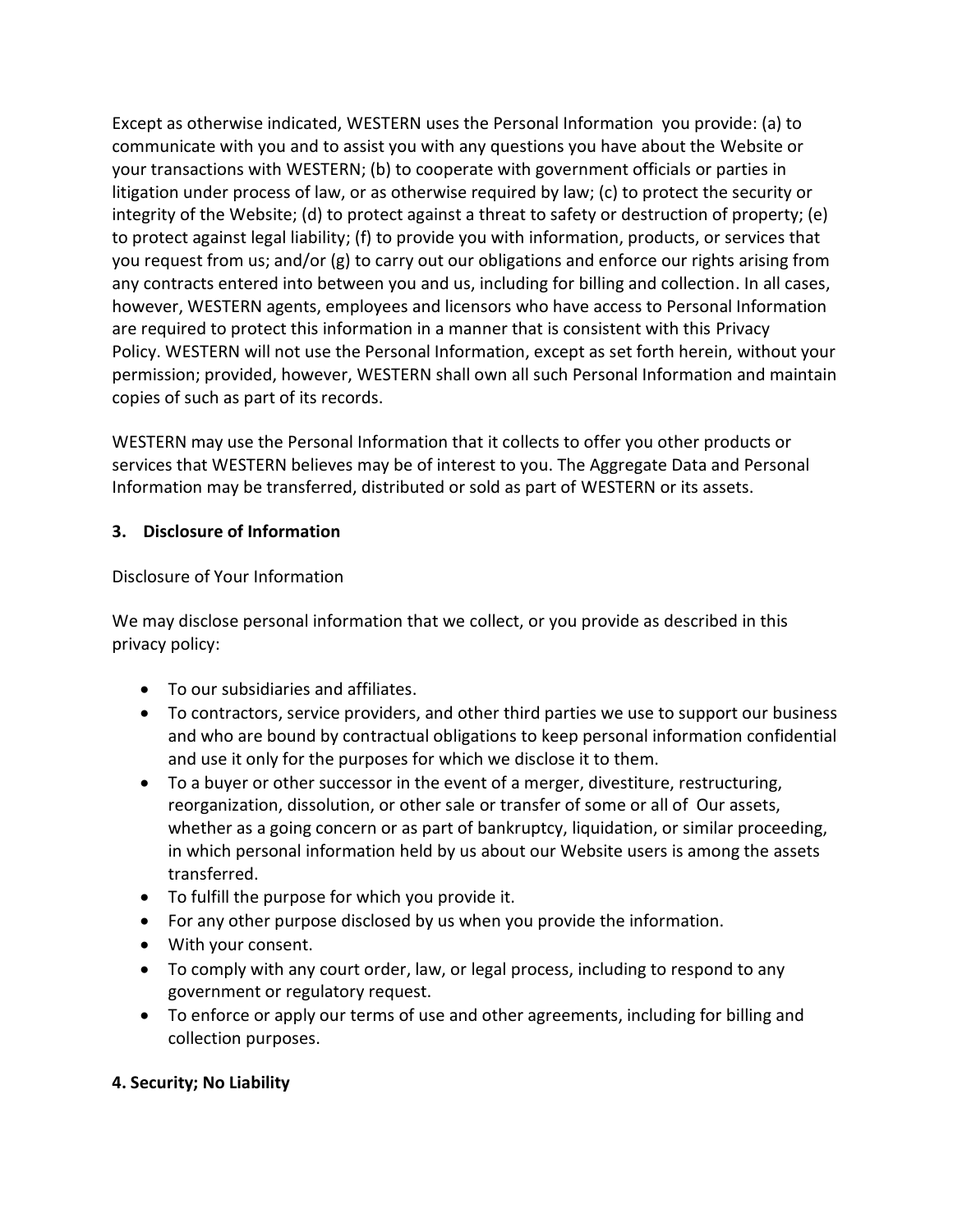Except as otherwise indicated, WESTERN uses the Personal Information you provide: (a) to communicate with you and to assist you with any questions you have about the Website or your transactions with WESTERN; (b) to cooperate with government officials or parties in litigation under process of law, or as otherwise required by law; (c) to protect the security or integrity of the Website; (d) to protect against a threat to safety or destruction of property; (e) to protect against legal liability; (f) to provide you with information, products, or services that you request from us; and/or (g) to carry out our obligations and enforce our rights arising from any contracts entered into between you and us, including for billing and collection. In all cases, however, WESTERN agents, employees and licensors who have access to Personal Information are required to protect this information in a manner that is consistent with this Privacy Policy. WESTERN will not use the Personal Information, except as set forth herein, without your permission; provided, however, WESTERN shall own all such Personal Information and maintain copies of such as part of its records.

WESTERN may use the Personal Information that it collects to offer you other products or services that WESTERN believes may be of interest to you. The Aggregate Data and Personal Information may be transferred, distributed or sold as part of WESTERN or its assets.

**3. Disclosure of Information**

Disclosure of Your Information

We may disclose personal information that we collect, or you provide as described in this privacy policy:

- To our subsidiaries and affiliates.
- To contractors, service providers, and other third parties we use to support our business and who are bound by contractual obligations to keep personal information confidential and use it only for the purposes for which we disclose it to them.
- To a buyer or other successor in the event of a merger, divestiture, restructuring, reorganization, dissolution, or other sale or transfer of some or all of Our assets, whether as a going concern or as part of bankruptcy, liquidation, or similar proceeding, in which personal information held by us about our Website users is among the assets transferred.
- To fulfill the purpose for which you provide it.
- For any other purpose disclosed by us when you provide the information.
- With your consent.
- To comply with any court order, law, or legal process, including to respond to any government or regulatory request.
- To enforce or apply our terms of use and other agreements, including for billing and collection purposes.

**4. Security; No Liability**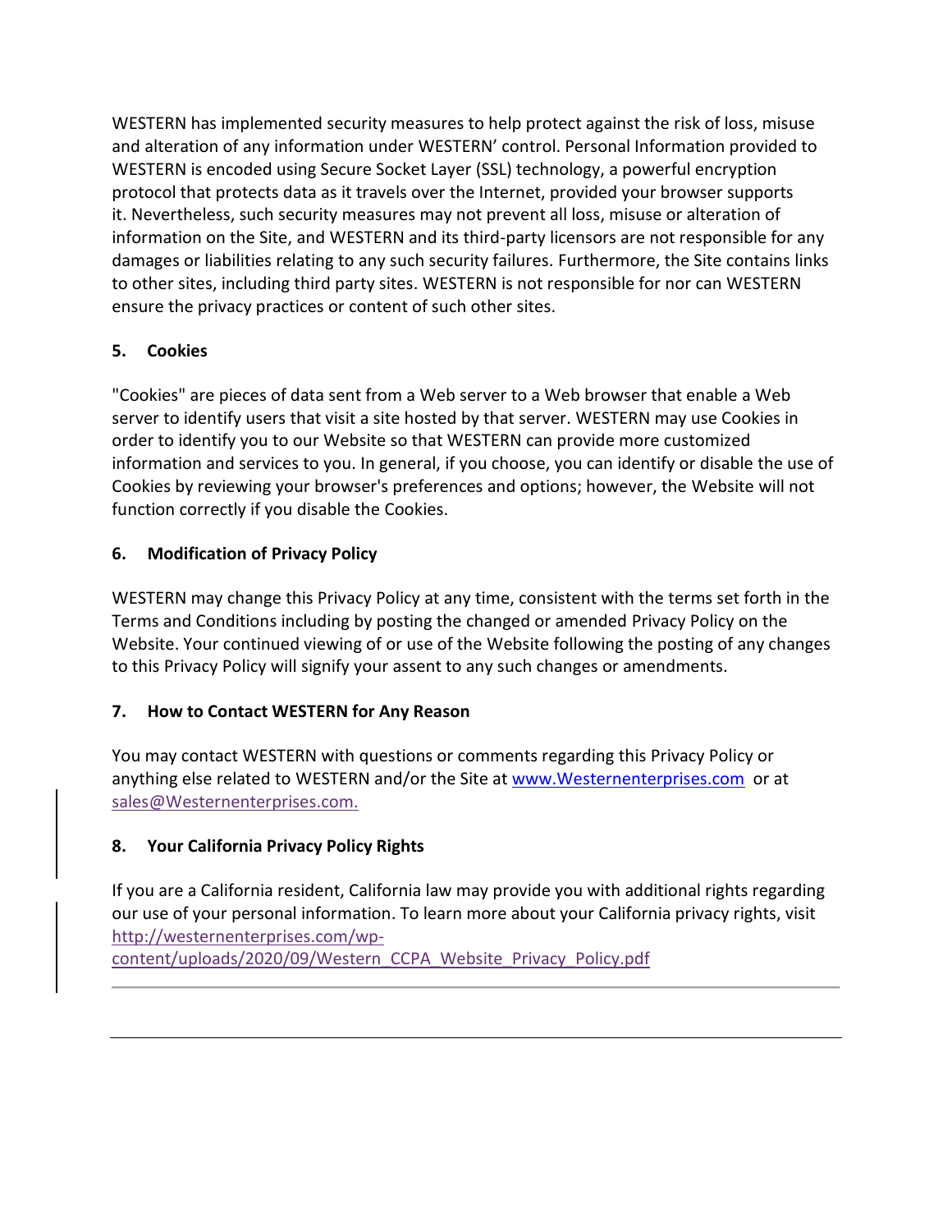WESTERN has implemented security measures to help protect against the risk of loss, misuse and alteration of any information under WESTERN' control. Personal Information provided to WESTERN is encoded using Secure Socket Layer (SSL) technology, a powerful encryption protocol that protects data as it travels over the Internet, provided your browser supports it. Nevertheless, such security measures may not prevent all loss, misuse or alteration of information on the Site, and WESTERN and its third-party licensors are not responsible for any damages or liabilities relating to any such security failures. Furthermore, the Site contains links to other sites, including third party sites. WESTERN is not responsible for nor can WESTERN ensure the privacy practices or content of such other sites.

**5. Cookies**

"Cookies" are pieces of data sent from a Web server to a Web browser that enable a Web server to identify users that visit a site hosted by that server. WESTERN may use Cookies in order to identify you to our Website so that WESTERN can provide more customized information and services to you. In general, if you choose, you can identify or disable the use of Cookies by reviewing your browser's preferences and options; however, the Website will not function correctly if you disable the Cookies.

**6. Modification of Privacy Policy**

WESTERN may change this Privacy Policy at any time, consistent with the terms set forth in the Terms and Conditions including by posting the changed or amended Privacy Policy on the Website. Your continued viewing of or use of the Website following the posting of any changes to this Privacy Policy will signify your assent to any such changes or amendments.

**7. How to Contact WESTERN for Any Reason**

You may contact WESTERN with questions or comments regarding this Privacy Policy or anything else related to WESTERN and/or the Site at www.Westernenterprises.com or at sales@Westernenterprises.com.

**8. Your California Privacy Policy Rights**

If you are a California resident, California law may provide you with additional rights regarding our use of your personal information. To learn more about your California privacy rights, visit http://westernenterprises.com/wp-content/uploads/2020/09/Western_CCPA_Website_Privacy_Policy.pdf

---